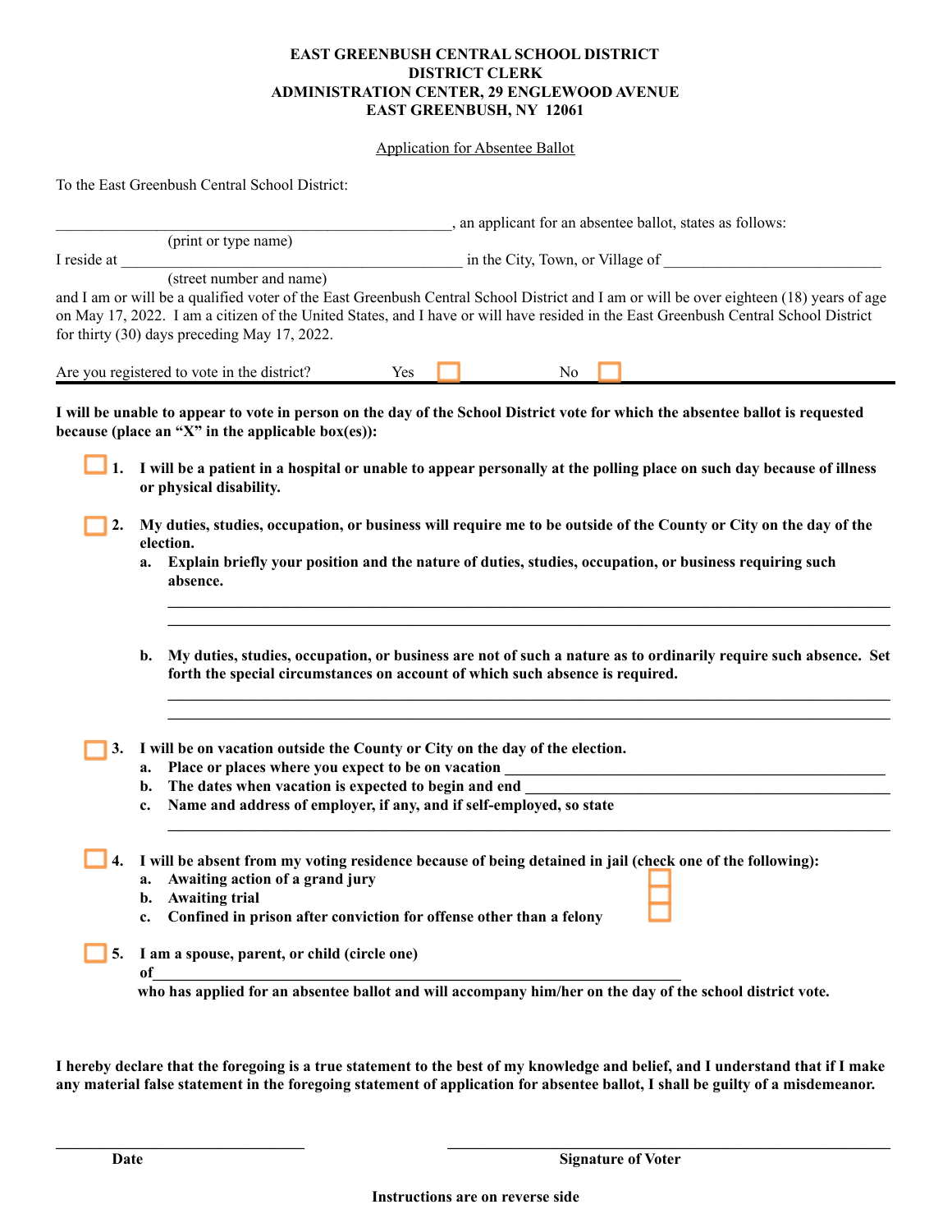**EAST GREENBUSH CENTRAL SCHOOL DISTRICT**
**DISTRICT CLERK**
**ADMINISTRATION CENTER, 29 ENGLEWOOD AVENUE**
**EAST GREENBUSH, NY 12061**

Application for Absentee Ballot

To the East Greenbush Central School District:

\_\_\_\_\_\_\_\_\_\_\_\_\_\_\_\_\_\_\_\_\_\_\_\_\_\_\_\_\_\_\_\_\_\_\_\_\_\_\_\_\_\_\_\_\_\_\_\_, an applicant for an absentee ballot, states as follows:
(print or type name)

I reside at \_\_\_\_\_\_\_\_\_\_\_\_\_\_\_\_\_\_\_\_\_\_\_\_\_\_\_\_\_\_\_\_\_\_\_\_\_\_\_\_\_\_\_\_ in the City, Town, or Village of \_\_\_\_\_\_\_\_\_\_\_\_\_\_\_\_\_\_\_\_\_\_\_\_\_\_\_\_
(street number and name)

and I am or will be a qualified voter of the East Greenbush Central School District and I am or will be over eighteen (18) years of age on May 17, 2022. I am a citizen of the United States, and I have or will have resided in the East Greenbush Central School District for thirty (30) days preceding May 17, 2022.

Are you registered to vote in the district? Yes ☐ No ☐

---

**I will be unable to appear to vote in person on the day of the School District vote for which the absentee ballot is requested because (place an "X" in the applicable box(es)):**

☐ **1. I will be a patient in a hospital or unable to appear personally at the polling place on such day because of illness or physical disability.**

☐ **2. My duties, studies, occupation, or business will require me to be outside of the County or City on the day of the election.**

- **a. Explain briefly your position and the nature of duties, studies, occupation, or business requiring such absence.**

  \_\_\_\_\_\_\_\_\_\_\_\_\_\_\_\_\_\_\_\_\_\_\_\_\_\_\_\_\_\_\_\_\_\_\_\_\_\_\_\_\_\_\_\_\_\_\_\_\_\_\_\_\_\_\_\_\_\_\_\_\_\_\_\_\_\_\_\_\_\_\_\_\_\_\_\_\_\_\_\_
  \_\_\_\_\_\_\_\_\_\_\_\_\_\_\_\_\_\_\_\_\_\_\_\_\_\_\_\_\_\_\_\_\_\_\_\_\_\_\_\_\_\_\_\_\_\_\_\_\_\_\_\_\_\_\_\_\_\_\_\_\_\_\_\_\_\_\_\_\_\_\_\_\_\_\_\_\_\_\_\_

- **b. My duties, studies, occupation, or business are not of such a nature as to ordinarily require such absence. Set forth the special circumstances on account of which such absence is required.**

  \_\_\_\_\_\_\_\_\_\_\_\_\_\_\_\_\_\_\_\_\_\_\_\_\_\_\_\_\_\_\_\_\_\_\_\_\_\_\_\_\_\_\_\_\_\_\_\_\_\_\_\_\_\_\_\_\_\_\_\_\_\_\_\_\_\_\_\_\_\_\_\_\_\_\_\_\_\_\_\_
  \_\_\_\_\_\_\_\_\_\_\_\_\_\_\_\_\_\_\_\_\_\_\_\_\_\_\_\_\_\_\_\_\_\_\_\_\_\_\_\_\_\_\_\_\_\_\_\_\_\_\_\_\_\_\_\_\_\_\_\_\_\_\_\_\_\_\_\_\_\_\_\_\_\_\_\_\_\_\_\_

☐ **3. I will be on vacation outside the County or City on the day of the election.**

- **a. Place or places where you expect to be on vacation** \_\_\_\_\_\_\_\_\_\_\_\_\_\_\_\_\_\_\_\_\_\_\_\_\_\_\_\_\_\_\_\_\_\_\_\_\_\_\_\_\_\_\_\_
- **b. The dates when vacation is expected to begin and end** \_\_\_\_\_\_\_\_\_\_\_\_\_\_\_\_\_\_\_\_\_\_\_\_\_\_\_\_\_\_\_\_\_\_\_\_\_\_\_\_\_\_
- **c. Name and address of employer, if any, and if self-employed, so state**

  \_\_\_\_\_\_\_\_\_\_\_\_\_\_\_\_\_\_\_\_\_\_\_\_\_\_\_\_\_\_\_\_\_\_\_\_\_\_\_\_\_\_\_\_\_\_\_\_\_\_\_\_\_\_\_\_\_\_\_\_\_\_\_\_\_\_\_\_\_\_\_\_\_\_\_\_\_\_\_\_

☐ **4. I will be absent from my voting residence because of being detained in jail (check one of the following):**

- **a. Awaiting action of a grand jury** ☐
- **b. Awaiting trial** ☐
- **c. Confined in prison after conviction for offense other than a felony** ☐

☐ **5. I am a spouse, parent, or child (circle one) of**\_\_\_\_\_\_\_\_\_\_\_\_\_\_\_\_\_\_\_\_\_\_\_\_\_\_\_\_\_\_\_\_\_\_\_\_\_\_\_\_\_\_\_\_\_\_\_\_\_\_\_\_\_\_\_\_\_\_\_\_
**who has applied for an absentee ballot and will accompany him/her on the day of the school district vote.**

**I hereby declare that the foregoing is a true statement to the best of my knowledge and belief, and I understand that if I make any material false statement in the foregoing statement of application for absentee ballot, I shall be guilty of a misdemeanor.**

\_\_\_\_\_\_\_\_\_\_\_\_\_\_\_\_\_\_\_\_\_\_\_\_\_\_\_\_\_\_ \_\_\_\_\_\_\_\_\_\_\_\_\_\_\_\_\_\_\_\_\_\_\_\_\_\_\_\_\_\_\_\_\_\_\_\_\_\_\_\_\_\_\_\_\_\_\_\_
**Date** **Signature of Voter**

**Instructions are on reverse side**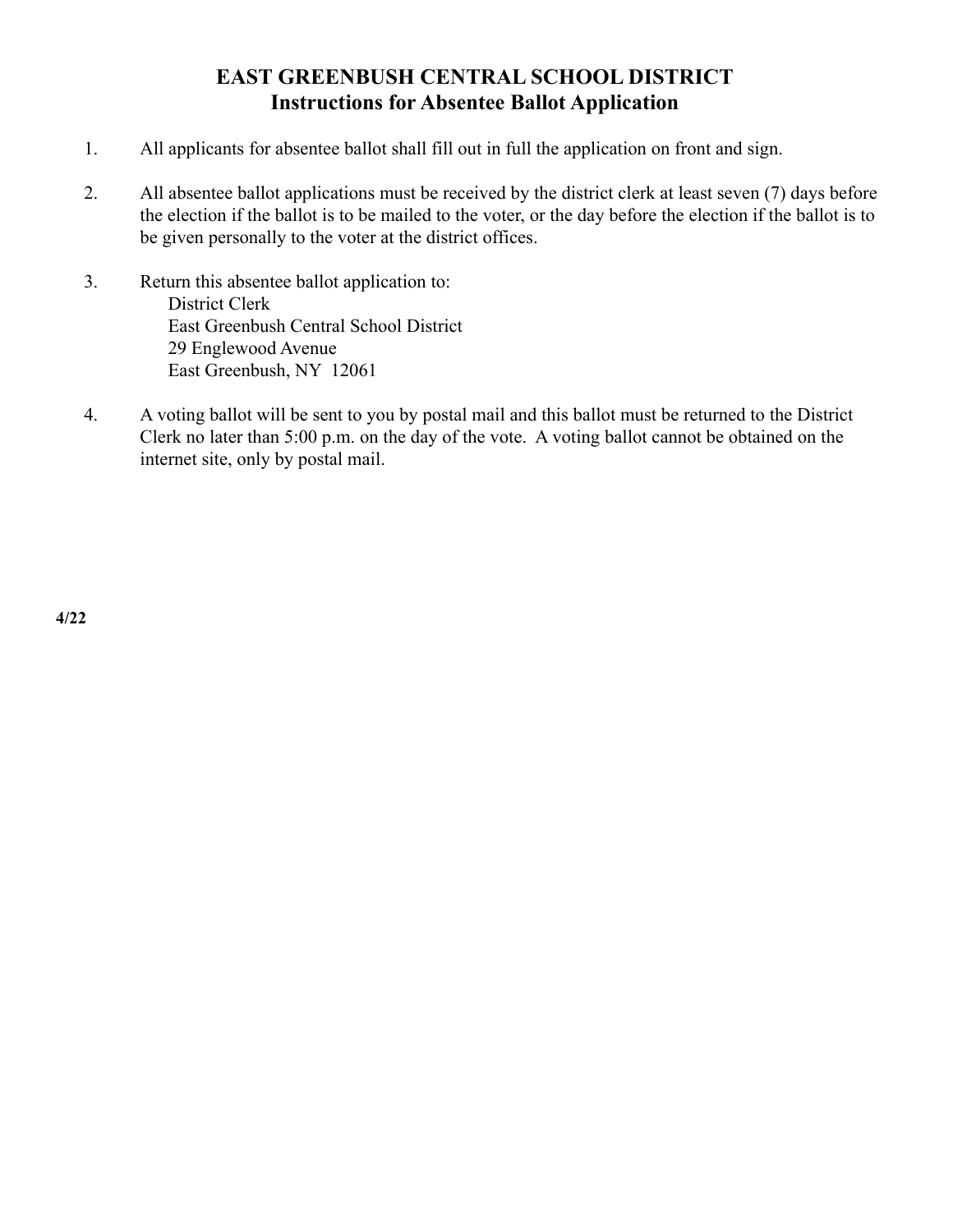# EAST GREENBUSH CENTRAL SCHOOL DISTRICT
## Instructions for Absentee Ballot Application

1. All applicants for absentee ballot shall fill out in full the application on front and sign.

2. All absentee ballot applications must be received by the district clerk at least seven (7) days before the election if the ballot is to be mailed to the voter, or the day before the election if the ballot is to be given personally to the voter at the district offices.

3. Return this absentee ballot application to:
   District Clerk
   East Greenbush Central School District
   29 Englewood Avenue
   East Greenbush, NY 12061

4. A voting ballot will be sent to you by postal mail and this ballot must be returned to the District Clerk no later than 5:00 p.m. on the day of the vote. A voting ballot cannot be obtained on the internet site, only by postal mail.

**4/22**